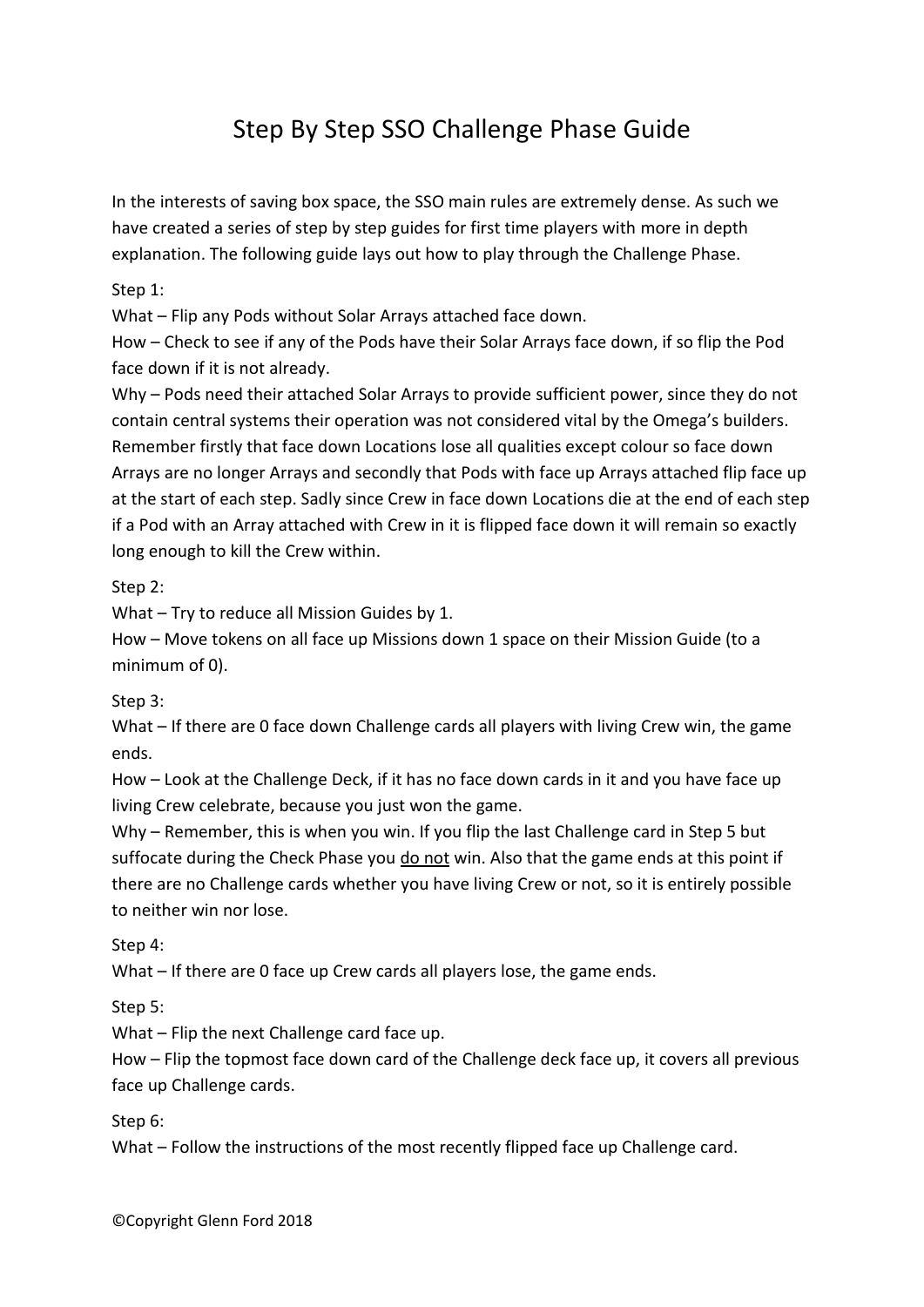# Step By Step SSO Challenge Phase Guide

In the interests of saving box space, the SSO main rules are extremely dense. As such we have created a series of step by step guides for first time players with more in depth explanation. The following guide lays out how to play through the Challenge Phase.

Step 1:

What – Flip any Pods without Solar Arrays attached face down.

How – Check to see if any of the Pods have their Solar Arrays face down, if so flip the Pod face down if it is not already.

Why – Pods need their attached Solar Arrays to provide sufficient power, since they do not contain central systems their operation was not considered vital by the Omega's builders. Remember firstly that face down Locations lose all qualities except colour so face down Arrays are no longer Arrays and secondly that Pods with face up Arrays attached flip face up at the start of each step. Sadly since Crew in face down Locations die at the end of each step if a Pod with an Array attached with Crew in it is flipped face down it will remain so exactly long enough to kill the Crew within.

Step 2:

What – Try to reduce all Mission Guides by 1.

How – Move tokens on all face up Missions down 1 space on their Mission Guide (to a minimum of 0).

Step 3:

What – If there are 0 face down Challenge cards all players with living Crew win, the game ends.

How – Look at the Challenge Deck, if it has no face down cards in it and you have face up living Crew celebrate, because you just won the game.

Why – Remember, this is when you win. If you flip the last Challenge card in Step 5 but suffocate during the Check Phase you <u>do not</u> win. Also that the game ends at this point if there are no Challenge cards whether you have living Crew or not, so it is entirely possible to neither win nor lose.

Step 4:

What – If there are 0 face up Crew cards all players lose, the game ends.

Step 5:

What – Flip the next Challenge card face up.

How – Flip the topmost face down card of the Challenge deck face up, it covers all previous face up Challenge cards.

Step 6:

What – Follow the instructions of the most recently flipped face up Challenge card.

©Copyright Glenn Ford 2018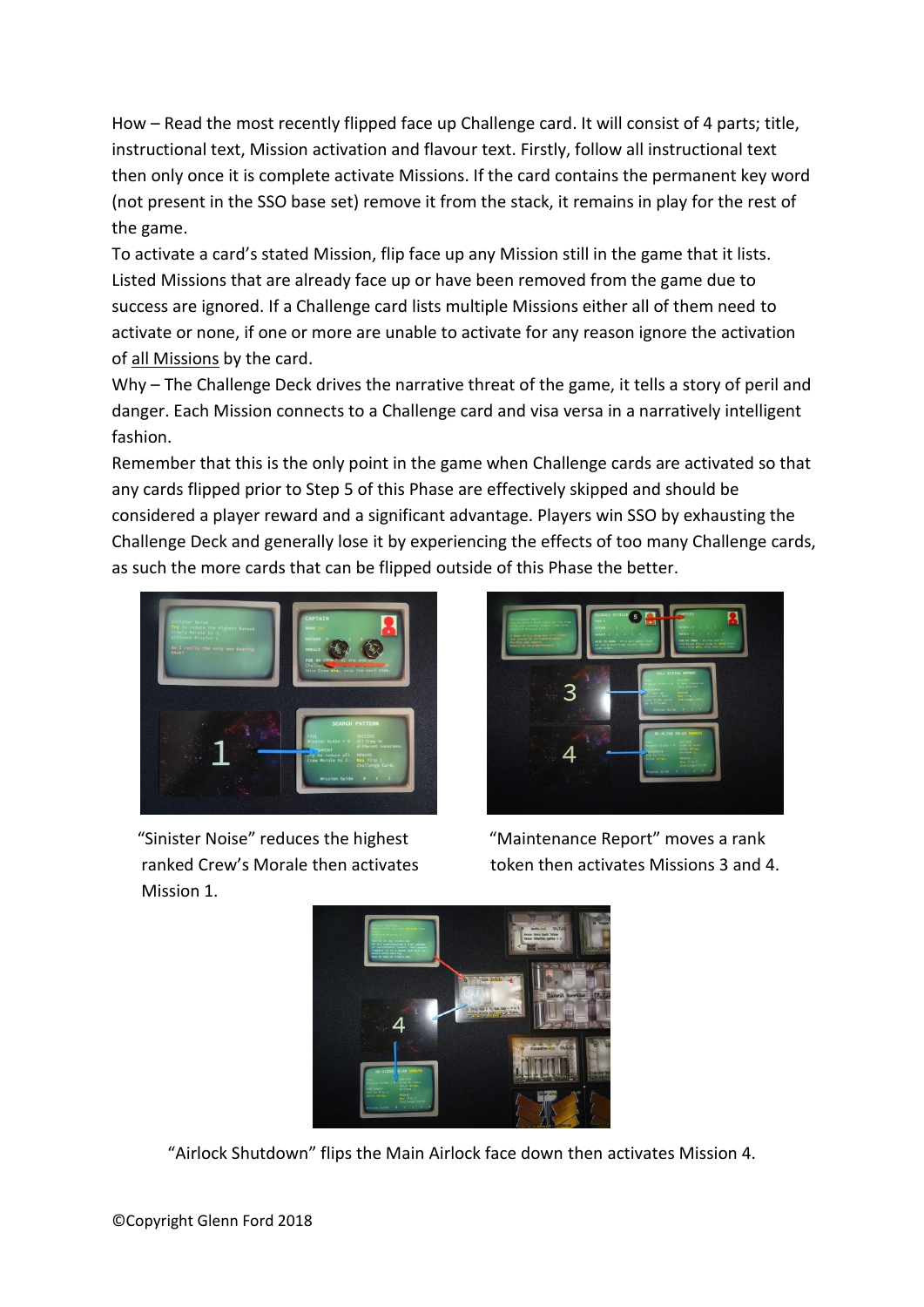How – Read the most recently flipped face up Challenge card. It will consist of 4 parts; title, instructional text, Mission activation and flavour text. Firstly, follow all instructional text then only once it is complete activate Missions. If the card contains the permanent key word (not present in the SSO base set) remove it from the stack, it remains in play for the rest of the game.

To activate a card's stated Mission, flip face up any Mission still in the game that it lists. Listed Missions that are already face up or have been removed from the game due to success are ignored. If a Challenge card lists multiple Missions either all of them need to activate or none, if one or more are unable to activate for any reason ignore the activation of all Missions by the card.

Why – The Challenge Deck drives the narrative threat of the game, it tells a story of peril and danger. Each Mission connects to a Challenge card and visa versa in a narratively intelligent fashion.

Remember that this is the only point in the game when Challenge cards are activated so that any cards flipped prior to Step 5 of this Phase are effectively skipped and should be considered a player reward and a significant advantage. Players win SSO by exhausting the Challenge Deck and generally lose it by experiencing the effects of too many Challenge cards, as such the more cards that can be flipped outside of this Phase the better.

"Sinister Noise" reduces the highest ranked Crew's Morale then activates Mission 1.

"Maintenance Report" moves a rank token then activates Missions 3 and 4.

"Airlock Shutdown" flips the Main Airlock face down then activates Mission 4.

©Copyright Glenn Ford 2018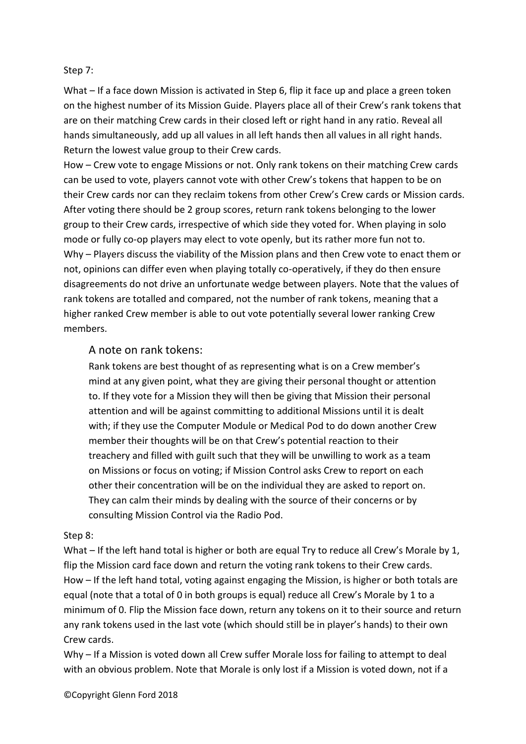Step 7:

What – If a face down Mission is activated in Step 6, flip it face up and place a green token on the highest number of its Mission Guide. Players place all of their Crew's rank tokens that are on their matching Crew cards in their closed left or right hand in any ratio. Reveal all hands simultaneously, add up all values in all left hands then all values in all right hands. Return the lowest value group to their Crew cards.

How – Crew vote to engage Missions or not. Only rank tokens on their matching Crew cards can be used to vote, players cannot vote with other Crew's tokens that happen to be on their Crew cards nor can they reclaim tokens from other Crew's Crew cards or Mission cards. After voting there should be 2 group scores, return rank tokens belonging to the lower group to their Crew cards, irrespective of which side they voted for. When playing in solo mode or fully co-op players may elect to vote openly, but its rather more fun not to.

Why – Players discuss the viability of the Mission plans and then Crew vote to enact them or not, opinions can differ even when playing totally co-operatively, if they do then ensure disagreements do not drive an unfortunate wedge between players. Note that the values of rank tokens are totalled and compared, not the number of rank tokens, meaning that a higher ranked Crew member is able to out vote potentially several lower ranking Crew members.

## A note on rank tokens:

Rank tokens are best thought of as representing what is on a Crew member's mind at any given point, what they are giving their personal thought or attention to. If they vote for a Mission they will then be giving that Mission their personal attention and will be against committing to additional Missions until it is dealt with; if they use the Computer Module or Medical Pod to do down another Crew member their thoughts will be on that Crew's potential reaction to their treachery and filled with guilt such that they will be unwilling to work as a team on Missions or focus on voting; if Mission Control asks Crew to report on each other their concentration will be on the individual they are asked to report on. They can calm their minds by dealing with the source of their concerns or by consulting Mission Control via the Radio Pod.

Step 8:

What – If the left hand total is higher or both are equal Try to reduce all Crew's Morale by 1, flip the Mission card face down and return the voting rank tokens to their Crew cards.

How – If the left hand total, voting against engaging the Mission, is higher or both totals are equal (note that a total of 0 in both groups is equal) reduce all Crew's Morale by 1 to a minimum of 0. Flip the Mission face down, return any tokens on it to their source and return any rank tokens used in the last vote (which should still be in player's hands) to their own Crew cards.

Why – If a Mission is voted down all Crew suffer Morale loss for failing to attempt to deal with an obvious problem. Note that Morale is only lost if a Mission is voted down, not if a

©Copyright Glenn Ford 2018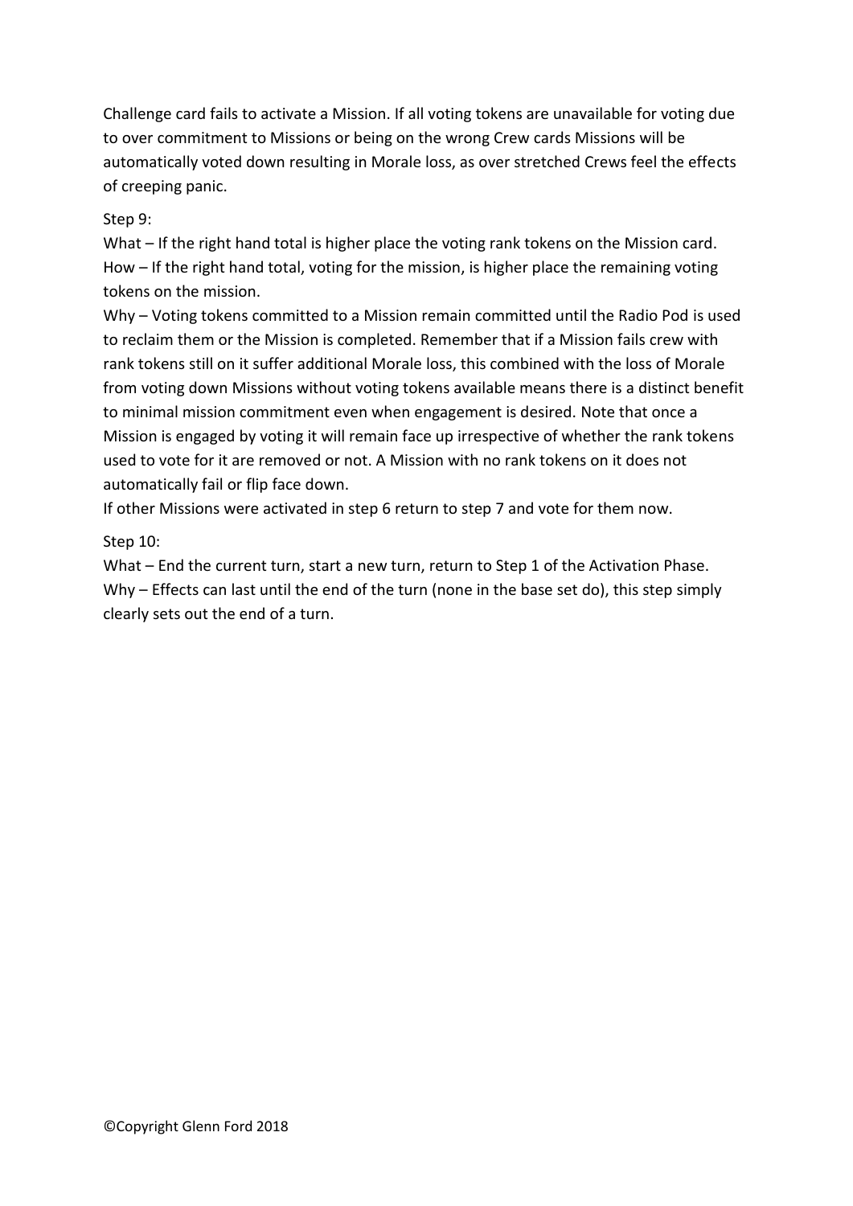Challenge card fails to activate a Mission. If all voting tokens are unavailable for voting due to over commitment to Missions or being on the wrong Crew cards Missions will be automatically voted down resulting in Morale loss, as over stretched Crews feel the effects of creeping panic.

Step 9:

What – If the right hand total is higher place the voting rank tokens on the Mission card.
How – If the right hand total, voting for the mission, is higher place the remaining voting tokens on the mission.
Why – Voting tokens committed to a Mission remain committed until the Radio Pod is used to reclaim them or the Mission is completed. Remember that if a Mission fails crew with rank tokens still on it suffer additional Morale loss, this combined with the loss of Morale from voting down Missions without voting tokens available means there is a distinct benefit to minimal mission commitment even when engagement is desired. Note that once a Mission is engaged by voting it will remain face up irrespective of whether the rank tokens used to vote for it are removed or not. A Mission with no rank tokens on it does not automatically fail or flip face down.
If other Missions were activated in step 6 return to step 7 and vote for them now.

Step 10:

What – End the current turn, start a new turn, return to Step 1 of the Activation Phase.
Why – Effects can last until the end of the turn (none in the base set do), this step simply clearly sets out the end of a turn.

©Copyright Glenn Ford 2018